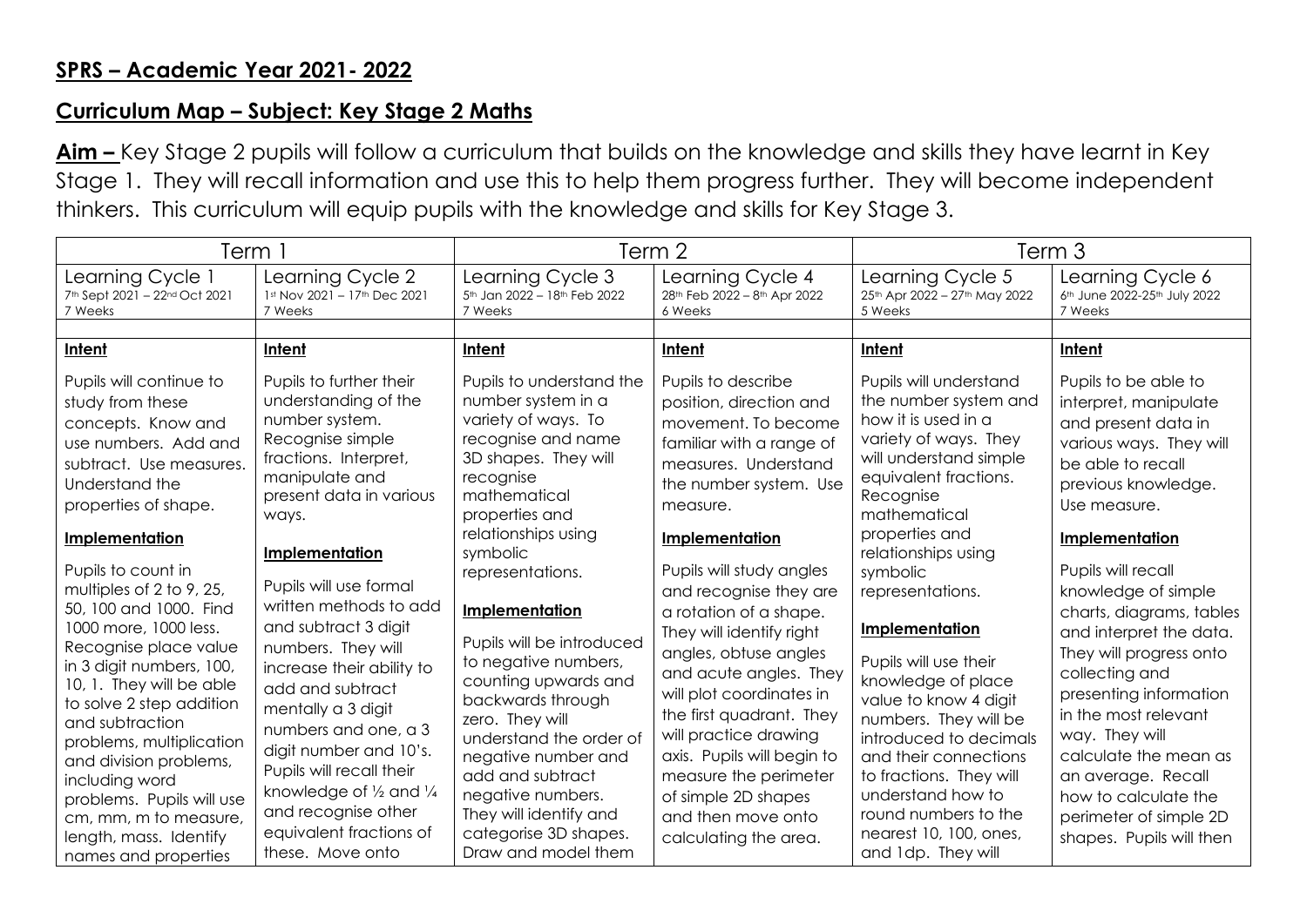## SPRS – Academic Year 2021- 2022

## Curriculum Map – Subject: Key Stage 2 Maths

**Aim –** Key Stage 2 pupils will follow a curriculum that builds on the knowledge and skills they have learnt in Key Stage 1. They will recall information and use this to help them progress further. They will become independent thinkers. This curriculum will equip pupils with the knowledge and skills for Key Stage 3.

| Term 1 | | Term 2 | | Term 3 | |
|---|---|---|---|---|---|
| Learning Cycle 1<br>7th Sept 2021 – 22nd Oct 2021<br>7 Weeks | Learning Cycle 2<br>1st Nov 2021 – 17th Dec 2021<br>7 Weeks | Learning Cycle 3<br>5th Jan 2022 – 18th Feb 2022<br>7 Weeks | Learning Cycle 4<br>28th Feb 2022 – 8th Apr 2022<br>6 Weeks | Learning Cycle 5<br>25th Apr 2022 – 27th May 2022<br>5 Weeks | Learning Cycle 6<br>6th June 2022-25th July 2022<br>7 Weeks |
| **Intent**<br><br>Pupils will continue to study from these concepts. Know and use numbers. Add and subtract. Use measures. Understand the properties of shape.<br><br>**Implementation**<br><br>Pupils to count in multiples of 2 to 9, 25, 50, 100 and 1000. Find 1000 more, 1000 less. Recognise place value in 3 digit numbers, 100, 10, 1. They will be able to solve 2 step addition and subtraction problems, multiplication and division problems, including word problems. Pupils will use cm, mm, m to measure, length, mass. Identify names and properties | **Intent**<br><br>Pupils to further their understanding of the number system. Recognise simple fractions. Interpret, manipulate and present data in various ways.<br><br>**Implementation**<br><br>Pupils will use formal written methods to add and subtract 3 digit numbers. They will increase their ability to add and subtract mentally a 3 digit numbers and one, a 3 digit number and 10's. Pupils will recall their knowledge of ½ and ¼ and recognise other equivalent fractions of these. Move onto | **Intent**<br><br>Pupils to understand the number system in a variety of ways. To recognise and name 3D shapes. They will recognise mathematical properties and relationships using symbolic representations.<br><br>**Implementation**<br><br>Pupils will be introduced to negative numbers, counting upwards and backwards through zero. They will understand the order of negative number and add and subtract negative numbers. They will identify and categorise 3D shapes. Draw and model them | **Intent**<br><br>Pupils to describe position, direction and movement. To become familiar with a range of measures. Understand the number system. Use measure.<br><br>**Implementation**<br><br>Pupils will study angles and recognise they are a rotation of a shape. They will identify right angles, obtuse angles and acute angles. They will plot coordinates in the first quadrant. They will practice drawing axis. Pupils will begin to measure the perimeter of simple 2D shapes and then move onto calculating the area. | **Intent**<br><br>Pupils will understand the number system and how it is used in a variety of ways. They will understand simple equivalent fractions. Recognise mathematical properties and relationships using symbolic representations.<br><br>**Implementation**<br><br>Pupils will use their knowledge of place value to know 4 digit numbers. They will be introduced to decimals and their connections to fractions. They will understand how to round numbers to the nearest 10, 100, ones, and 1dp. They will | **Intent**<br><br>Pupils to be able to interpret, manipulate and present data in various ways. They will be able to recall previous knowledge. Use measure.<br><br>**Implementation**<br><br>Pupils will recall knowledge of simple charts, diagrams, tables and interpret the data. They will progress onto collecting and presenting information in the most relevant way. They will calculate the mean as an average. Recall how to calculate the perimeter of simple 2D shapes. Pupils will then |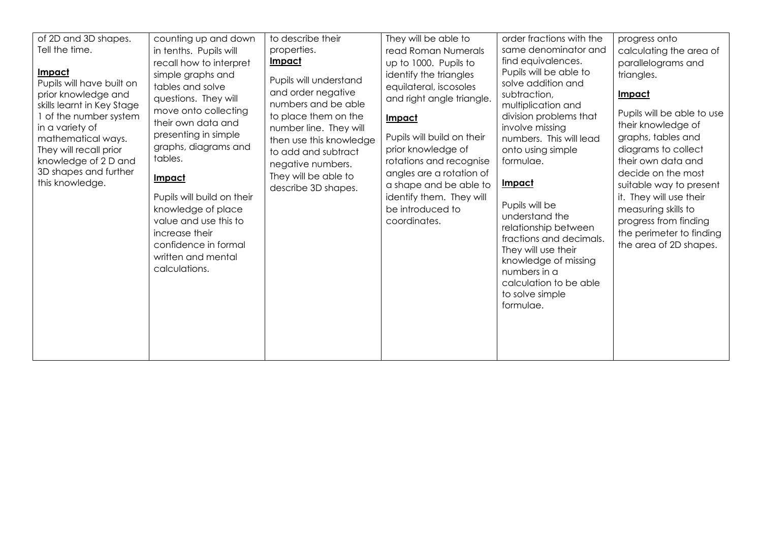| | | | | | |
|---|---|---|---|---|---|
| of 2D and 3D shapes. Tell the time.<br><br>**Impact**<br>Pupils will have built on prior knowledge and skills learnt in Key Stage 1 of the number system in a variety of mathematical ways. They will recall prior knowledge of 2 D and 3D shapes and further this knowledge. | counting up and down in tenths. Pupils will recall how to interpret simple graphs and tables and solve questions. They will move onto collecting their own data and presenting in simple graphs, diagrams and tables.<br><br>**Impact**<br>Pupils will build on their knowledge of place value and use this to increase their confidence in formal written and mental calculations. | to describe their properties.<br>**Impact**<br>Pupils will understand and order negative numbers and be able to place them on the number line. They will then use this knowledge to add and subtract negative numbers. They will be able to describe 3D shapes. | They will be able to read Roman Numerals up to 1000. Pupils to identify the triangles equilateral, iscosoles and right angle triangle.<br><br>**Impact**<br>Pupils will build on their prior knowledge of rotations and recognise angles are a rotation of a shape and be able to identify them. They will be introduced to coordinates. | order fractions with the same denominator and find equivalences. Pupils will be able to solve addition and subtraction, multiplication and division problems that involve missing numbers. This will lead onto using simple formulae.<br><br>**Impact**<br>Pupils will be understand the relationship between fractions and decimals. They will use their knowledge of missing numbers in a calculation to be able to solve simple formulae. | progress onto calculating the area of parallelograms and triangles.<br><br>**Impact**<br>Pupils will be able to use their knowledge of graphs, tables and diagrams to collect their own data and decide on the most suitable way to present it. They will use their measuring skills to progress from finding the perimeter to finding the area of 2D shapes. |